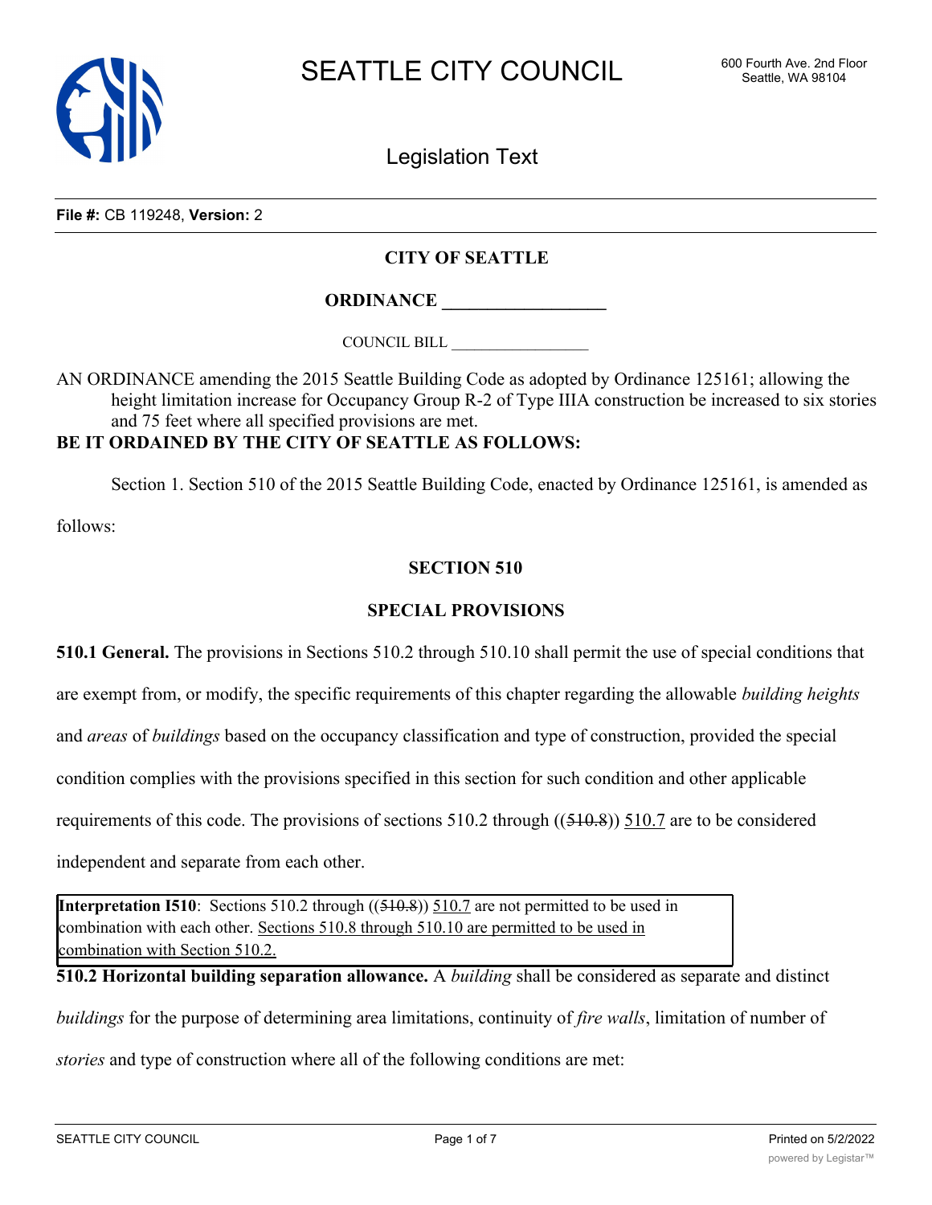SEATTLE CITY COUNCIL

600 Fourth Ave. 2nd Floor
Seattle, WA 98104

Legislation Text

**File #:** CB 119248, **Version:** 2

**CITY OF SEATTLE**

**ORDINANCE __________________**

COUNCIL BILL __________________

AN ORDINANCE amending the 2015 Seattle Building Code as adopted by Ordinance 125161; allowing the height limitation increase for Occupancy Group R-2 of Type IIIA construction be increased to six stories and 75 feet where all specified provisions are met.

**BE IT ORDAINED BY THE CITY OF SEATTLE AS FOLLOWS:**

Section 1. Section 510 of the 2015 Seattle Building Code, enacted by Ordinance 125161, is amended as follows:

**SECTION 510**

**SPECIAL PROVISIONS**

**510.1 General.** The provisions in Sections 510.2 through 510.10 shall permit the use of special conditions that are exempt from, or modify, the specific requirements of this chapter regarding the allowable *building heights* and *areas* of *buildings* based on the occupancy classification and type of construction, provided the special condition complies with the provisions specified in this section for such condition and other applicable requirements of this code. The provisions of sections 510.2 through ((~~510.8~~)) <u>510.7</u> are to be considered independent and separate from each other.

> **Interpretation I510**: Sections 510.2 through ((~~510.8~~)) <u>510.7</u> are not permitted to be used in combination with each other. <u>Sections 510.8 through 510.10 are permitted to be used in combination with Section 510.2.</u>

**510.2 Horizontal building separation allowance.** A *building* shall be considered as separate and distinct *buildings* for the purpose of determining area limitations, continuity of *fire walls*, limitation of number of *stories* and type of construction where all of the following conditions are met: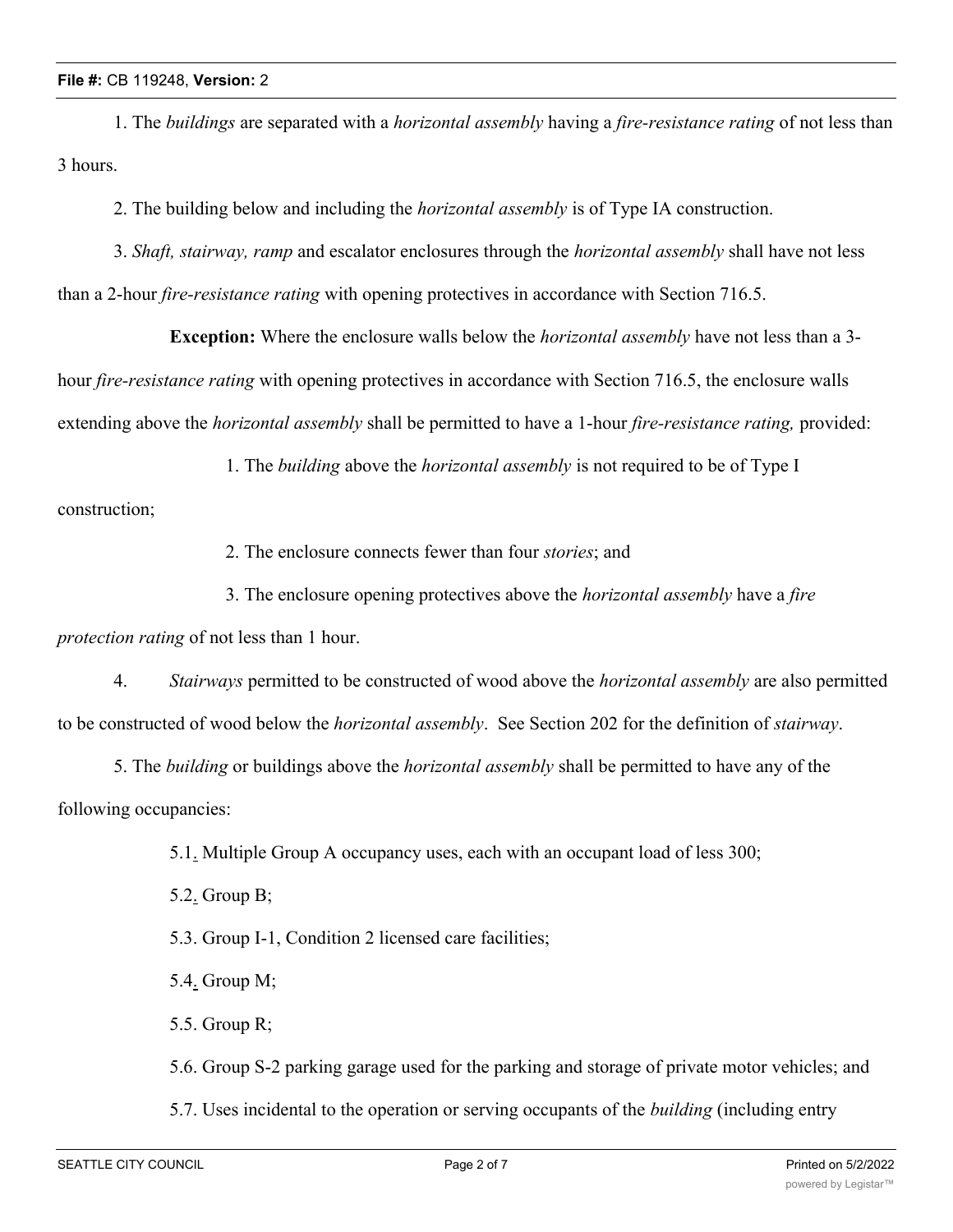1. The *buildings* are separated with a *horizontal assembly* having a *fire-resistance rating* of not less than 3 hours.

2. The building below and including the *horizontal assembly* is of Type IA construction.

3. *Shaft, stairway, ramp* and escalator enclosures through the *horizontal assembly* shall have not less than a 2-hour *fire-resistance rating* with opening protectives in accordance with Section 716.5.

**Exception:** Where the enclosure walls below the *horizontal assembly* have not less than a 3-hour *fire-resistance rating* with opening protectives in accordance with Section 716.5, the enclosure walls extending above the *horizontal assembly* shall be permitted to have a 1-hour *fire-resistance rating,* provided:

1. The *building* above the *horizontal assembly* is not required to be of Type I construction;

2. The enclosure connects fewer than four *stories*; and

3. The enclosure opening protectives above the *horizontal assembly* have a *fire protection rating* of not less than 1 hour.

4. *Stairways* permitted to be constructed of wood above the *horizontal assembly* are also permitted to be constructed of wood below the *horizontal assembly*. See Section 202 for the definition of *stairway*.

5. The *building* or buildings above the *horizontal assembly* shall be permitted to have any of the following occupancies:

5.1. Multiple Group A occupancy uses, each with an occupant load of less 300;

5.2. Group B;

5.3. Group I-1, Condition 2 licensed care facilities;

5.4. Group M;

5.5. Group R;

5.6. Group S-2 parking garage used for the parking and storage of private motor vehicles; and

5.7. Uses incidental to the operation or serving occupants of the *building* (including entry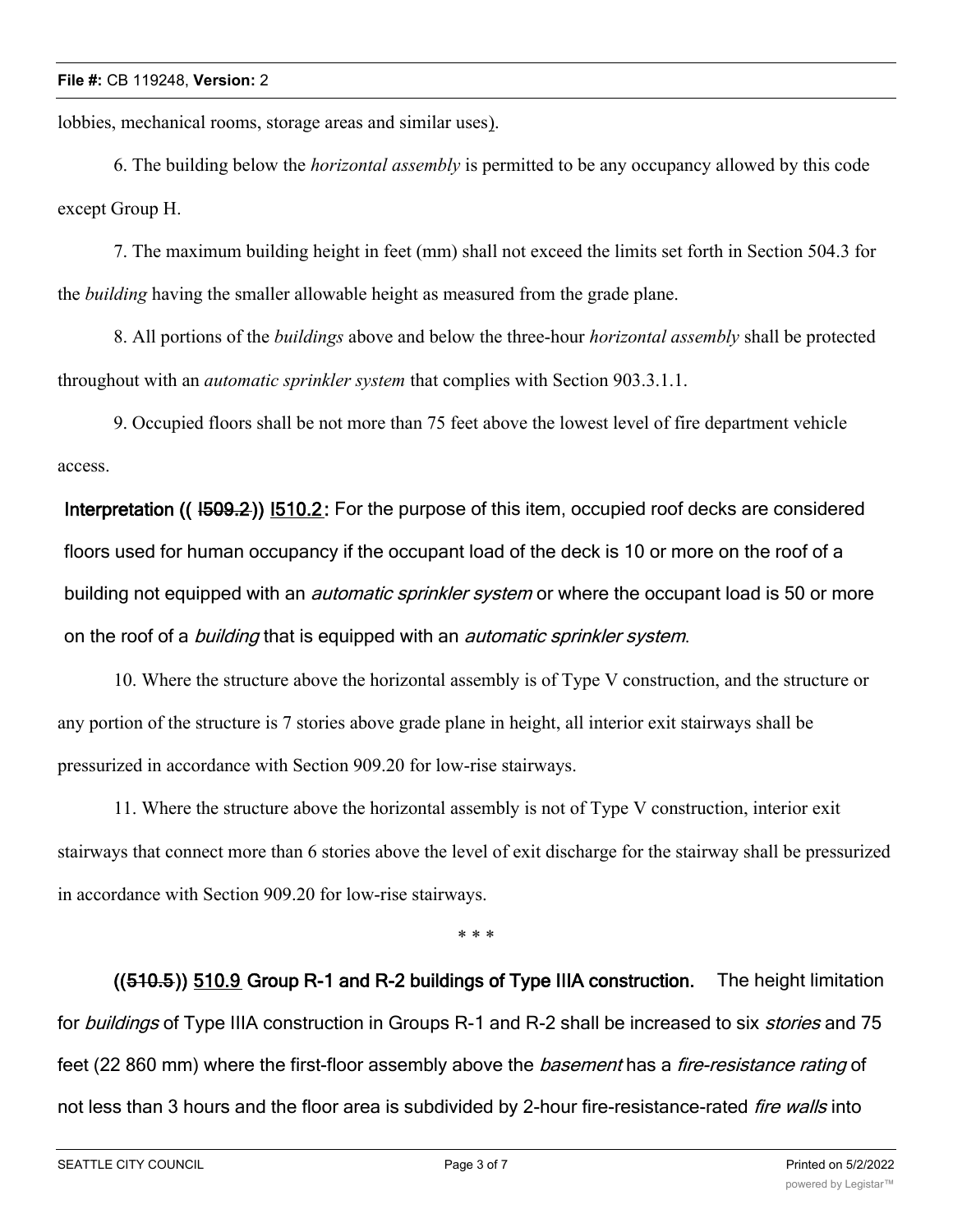lobbies, mechanical rooms, storage areas and similar uses).

6. The building below the *horizontal assembly* is permitted to be any occupancy allowed by this code except Group H.

7. The maximum building height in feet (mm) shall not exceed the limits set forth in Section 504.3 for the *building* having the smaller allowable height as measured from the grade plane.

8. All portions of the *buildings* above and below the three-hour *horizontal assembly* shall be protected throughout with an *automatic sprinkler system* that complies with Section 903.3.1.1.

9. Occupied floors shall be not more than 75 feet above the lowest level of fire department vehicle access.

**Interpretation ((~~I509.2~~)) I510.2:** For the purpose of this item, occupied roof decks are considered floors used for human occupancy if the occupant load of the deck is 10 or more on the roof of a building not equipped with an *automatic sprinkler system* or where the occupant load is 50 or more on the roof of a *building* that is equipped with an *automatic sprinkler system*.

10. Where the structure above the horizontal assembly is of Type V construction, and the structure or any portion of the structure is 7 stories above grade plane in height, all interior exit stairways shall be pressurized in accordance with Section 909.20 for low-rise stairways.

11. Where the structure above the horizontal assembly is not of Type V construction, interior exit stairways that connect more than 6 stories above the level of exit discharge for the stairway shall be pressurized in accordance with Section 909.20 for low-rise stairways.

\* \* \*

**((~~510.5~~)) 510.9 Group R-1 and R-2 buildings of Type IIIA construction.** The height limitation for *buildings* of Type IIIA construction in Groups R-1 and R-2 shall be increased to six *stories* and 75 feet (22 860 mm) where the first-floor assembly above the *basement* has a *fire-resistance rating* of not less than 3 hours and the floor area is subdivided by 2-hour fire-resistance-rated *fire walls* into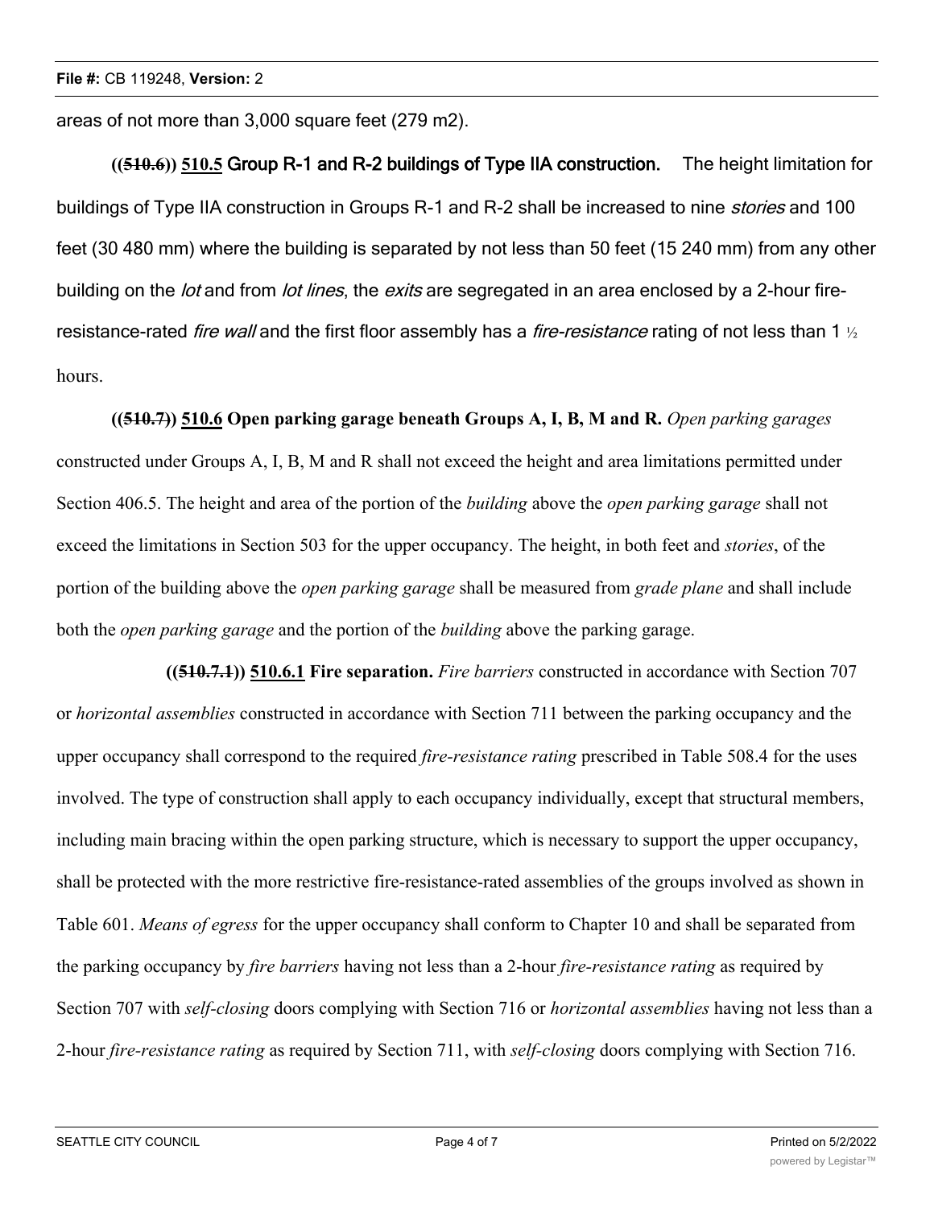areas of not more than 3,000 square feet (279 m2).

**((~~510.6~~)) 510.5 Group R-1 and R-2 buildings of Type IIA construction.** The height limitation for buildings of Type IIA construction in Groups R-1 and R-2 shall be increased to nine *stories* and 100 feet (30 480 mm) where the building is separated by not less than 50 feet (15 240 mm) from any other building on the *lot* and from *lot lines*, the *exits* are segregated in an area enclosed by a 2-hour fire-resistance-rated *fire wall* and the first floor assembly has a *fire-resistance* rating of not less than 1 ½ hours.

**((~~510.7~~)) 510.6 Open parking garage beneath Groups A, I, B, M and R.** *Open parking garages* constructed under Groups A, I, B, M and R shall not exceed the height and area limitations permitted under Section 406.5. The height and area of the portion of the *building* above the *open parking garage* shall not exceed the limitations in Section 503 for the upper occupancy. The height, in both feet and *stories*, of the portion of the building above the *open parking garage* shall be measured from *grade plane* and shall include both the *open parking garage* and the portion of the *building* above the parking garage.

**((~~510.7.1~~)) 510.6.1 Fire separation.** *Fire barriers* constructed in accordance with Section 707 or *horizontal assemblies* constructed in accordance with Section 711 between the parking occupancy and the upper occupancy shall correspond to the required *fire-resistance rating* prescribed in Table 508.4 for the uses involved. The type of construction shall apply to each occupancy individually, except that structural members, including main bracing within the open parking structure, which is necessary to support the upper occupancy, shall be protected with the more restrictive fire-resistance-rated assemblies of the groups involved as shown in Table 601. *Means of egress* for the upper occupancy shall conform to Chapter 10 and shall be separated from the parking occupancy by *fire barriers* having not less than a 2-hour *fire-resistance rating* as required by Section 707 with *self-closing* doors complying with Section 716 or *horizontal assemblies* having not less than a 2-hour *fire-resistance rating* as required by Section 711, with *self-closing* doors complying with Section 716.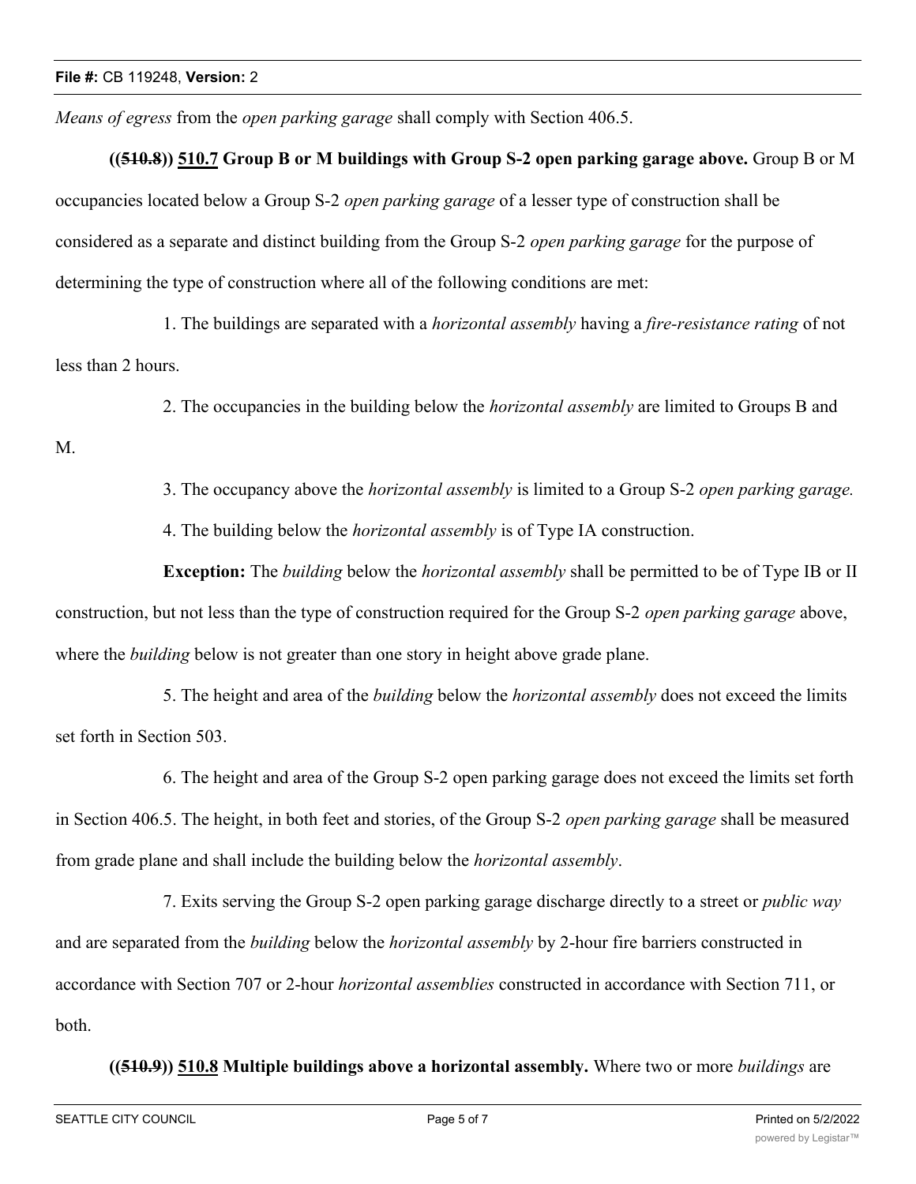*Means of egress* from the *open parking garage* shall comply with Section 406.5.

**((~~510.8~~)) <u>510.7</u> Group B or M buildings with Group S-2 open parking garage above.** Group B or M occupancies located below a Group S-2 *open parking garage* of a lesser type of construction shall be considered as a separate and distinct building from the Group S-2 *open parking garage* for the purpose of determining the type of construction where all of the following conditions are met:

1. The buildings are separated with a *horizontal assembly* having a *fire-resistance rating* of not less than 2 hours.

2. The occupancies in the building below the *horizontal assembly* are limited to Groups B and M.

3. The occupancy above the *horizontal assembly* is limited to a Group S-2 *open parking garage.*

4. The building below the *horizontal assembly* is of Type IA construction.

**Exception:** The *building* below the *horizontal assembly* shall be permitted to be of Type IB or II construction, but not less than the type of construction required for the Group S-2 *open parking garage* above, where the *building* below is not greater than one story in height above grade plane.

5. The height and area of the *building* below the *horizontal assembly* does not exceed the limits set forth in Section 503.

6. The height and area of the Group S-2 open parking garage does not exceed the limits set forth in Section 406.5. The height, in both feet and stories, of the Group S-2 *open parking garage* shall be measured from grade plane and shall include the building below the *horizontal assembly*.

7. Exits serving the Group S-2 open parking garage discharge directly to a street or *public way* and are separated from the *building* below the *horizontal assembly* by 2-hour fire barriers constructed in accordance with Section 707 or 2-hour *horizontal assemblies* constructed in accordance with Section 711, or both.

**((~~510.9~~)) <u>510.8</u> Multiple buildings above a horizontal assembly.** Where two or more *buildings* are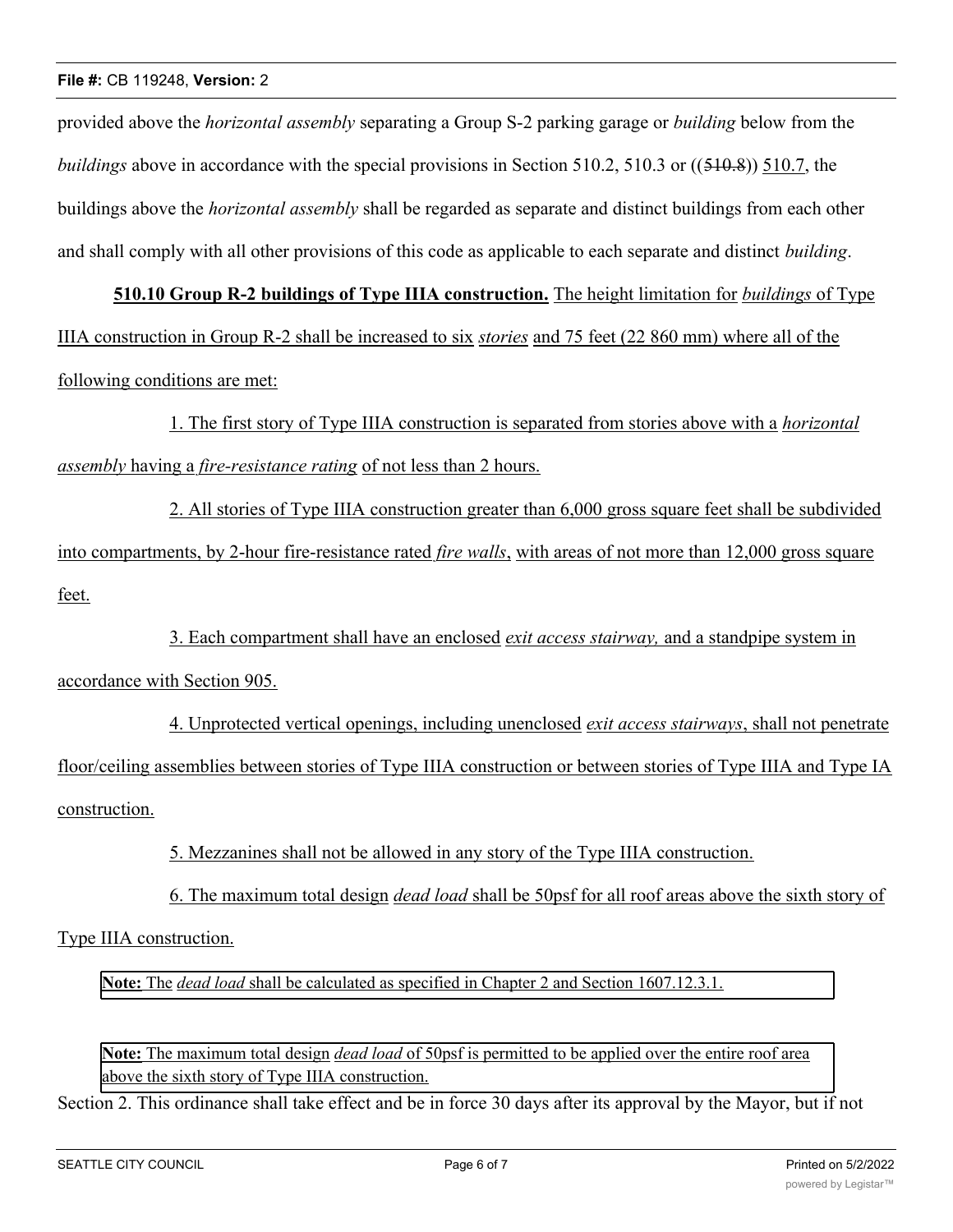provided above the *horizontal assembly* separating a Group S-2 parking garage or *building* below from the *buildings* above in accordance with the special provisions in Section 510.2, 510.3 or ((~~510.8~~)) 510.7, the buildings above the *horizontal assembly* shall be regarded as separate and distinct buildings from each other and shall comply with all other provisions of this code as applicable to each separate and distinct *building*.

**510.10 Group R-2 buildings of Type IIIA construction.** The height limitation for *buildings* of Type IIIA construction in Group R-2 shall be increased to six *stories* and 75 feet (22 860 mm) where all of the following conditions are met:

1. The first story of Type IIIA construction is separated from stories above with a *horizontal assembly* having a *fire-resistance rating* of not less than 2 hours.

2. All stories of Type IIIA construction greater than 6,000 gross square feet shall be subdivided into compartments, by 2-hour fire-resistance rated *fire walls*, with areas of not more than 12,000 gross square feet.

3. Each compartment shall have an enclosed *exit access stairway,* and a standpipe system in accordance with Section 905.

4. Unprotected vertical openings, including unenclosed *exit access stairways*, shall not penetrate floor/ceiling assemblies between stories of Type IIIA construction or between stories of Type IIIA and Type IA construction.

5. Mezzanines shall not be allowed in any story of the Type IIIA construction.

6. The maximum total design *dead load* shall be 50psf for all roof areas above the sixth story of Type IIIA construction.

**Note:** The *dead load* shall be calculated as specified in Chapter 2 and Section 1607.12.3.1.

**Note:** The maximum total design *dead load* of 50psf is permitted to be applied over the entire roof area above the sixth story of Type IIIA construction.

Section 2. This ordinance shall take effect and be in force 30 days after its approval by the Mayor, but if not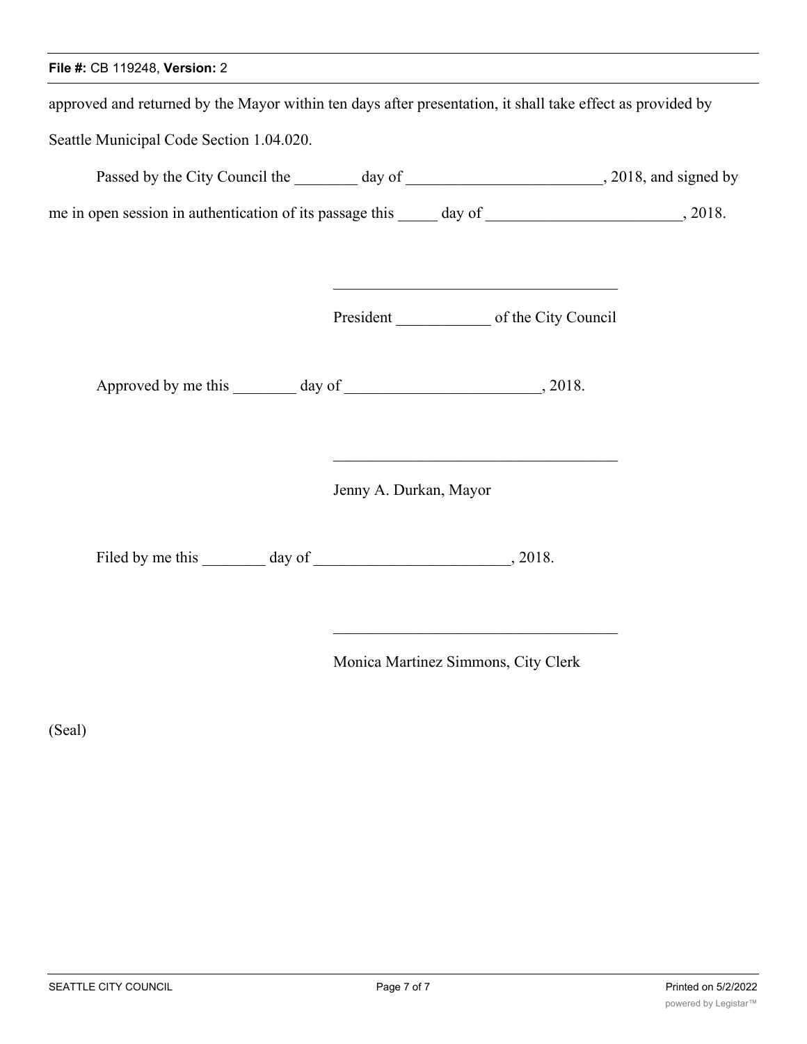approved and returned by the Mayor within ten days after presentation, it shall take effect as provided by Seattle Municipal Code Section 1.04.020.

Passed by the City Council the ________ day of _________________________, 2018, and signed by me in open session in authentication of its passage this _____ day of _________________________, 2018.

____________________________________

President ____________ of the City Council

Approved by me this ________ day of _________________________, 2018.

____________________________________

Jenny A. Durkan, Mayor

Filed by me this ________ day of _________________________, 2018.

____________________________________

Monica Martinez Simmons, City Clerk

(Seal)